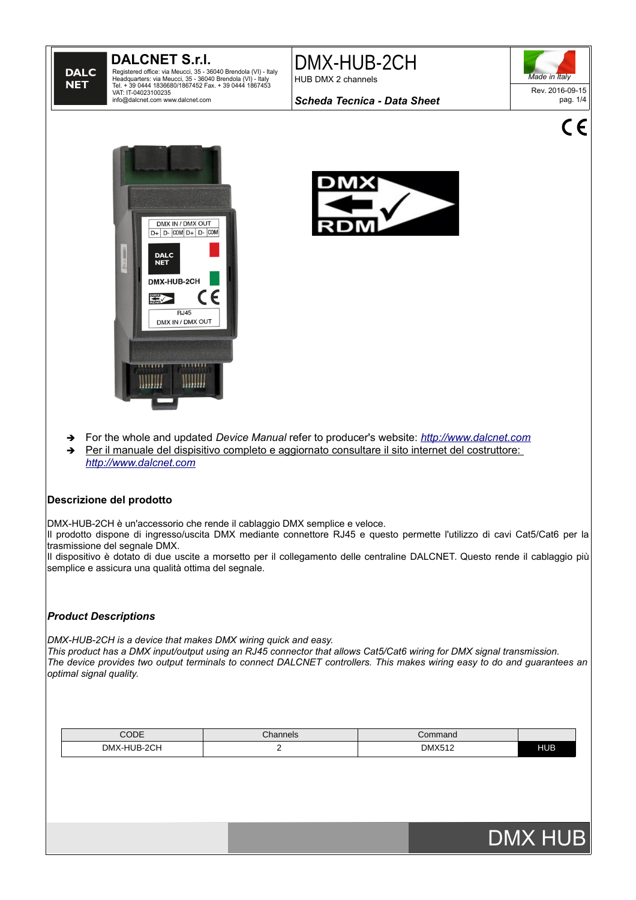# DALCNET S.r.l.

Registered office: via Meucci, 35 - 36040 Brendola (VI) - Italy
Headquarters: via Meucci, 35 - 36040 Brendola (VI) - Italy
Tel. + 39 0444 1836680/1867452 Fax. + 39 0444 1867453
VAT: IT-04023100235
info@dalcnet.com www.dalcnet.com

# DMX-HUB-2CH

HUB DMX 2 channels

***Scheda Tecnica - Data Sheet***

*Made in Italy*

Rev. 2016-09-15

- For the whole and updated *Device Manual* refer to producer's website: *http://www.dalcnet.com*
- Per il manuale del dispisitivo completo e aggiornato consultare il sito internet del costruttore: *http://www.dalcnet.com*

## Descrizione del prodotto

DMX-HUB-2CH è un'accessorio che rende il cablaggio DMX semplice e veloce.
Il prodotto dispone di ingresso/uscita DMX mediante connettore RJ45 e questo permette l'utilizzo di cavi Cat5/Cat6 per la trasmissione del segnale DMX.
Il dispositivo è dotato di due uscite a morsetto per il collegamento delle centraline DALCNET. Questo rende il cablaggio più semplice e assicura una qualità ottima del segnale.

## *Product Descriptions*

*DMX-HUB-2CH is a device that makes DMX wiring quick and easy.*
*This product has a DMX input/output using an RJ45 connector that allows Cat5/Cat6 wiring for DMX signal transmission.*
*The device provides two output terminals to connect DALCNET controllers. This makes wiring easy to do and guarantees an optimal signal quality.*

| CODE | Channels | Command | |
|---|---|---|---|
| DMX-HUB-2CH | 2 | DMX512 | HUB |

DMX HUB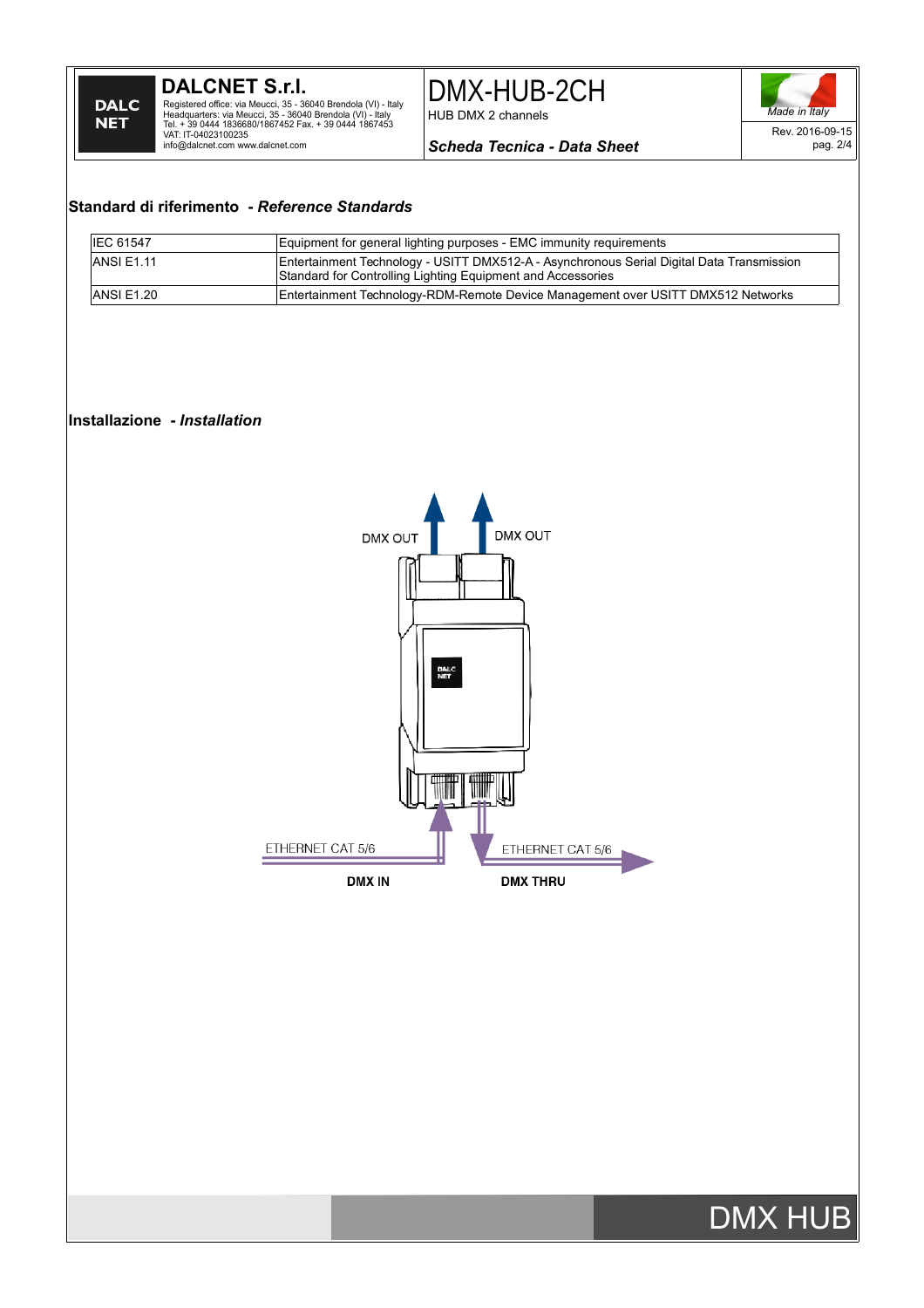## Standard di riferimento - *Reference Standards*

| | |
|---|---|
| IEC 61547 | Equipment for general lighting purposes - EMC immunity requirements |
| ANSI E1.11 | Entertainment Technology - USITT DMX512-A - Asynchronous Serial Digital Data Transmission Standard for Controlling Lighting Equipment and Accessories |
| ANSI E1.20 | Entertainment Technology-RDM-Remote Device Management over USITT DMX512 Networks |

## Installazione - *Installation*

DMX OUT

DMX OUT

ETHERNET CAT 5/6

ETHERNET CAT 5/6

**DMX IN**

**DMX THRU**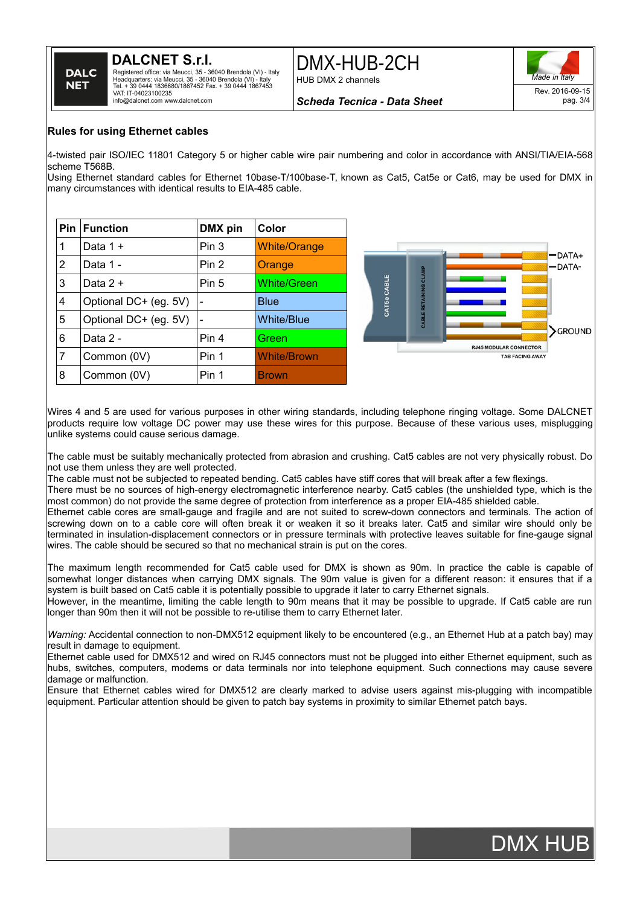## Rules for using Ethernet cables

4-twisted pair ISO/IEC 11801 Category 5 or higher cable wire pair numbering and color in accordance with ANSI/TIA/EIA-568 scheme T568B.
Using Ethernet standard cables for Ethernet 10base-T/100base-T, known as Cat5, Cat5e or Cat6, may be used for DMX in many circumstances with identical results to EIA-485 cable.

| Pin | Function | DMX pin | Color |
|---|---|---|---|
| 1 | Data 1 + | Pin 3 | White/Orange |
| 2 | Data 1 - | Pin 2 | Orange |
| 3 | Data 2 + | Pin 5 | White/Green |
| 4 | Optional DC+ (eg. 5V) | - | Blue |
| 5 | Optional DC+ (eg. 5V) | - | White/Blue |
| 6 | Data 2 - | Pin 4 | Green |
| 7 | Common (0V) | Pin 1 | White/Brown |
| 8 | Common (0V) | Pin 1 | Brown |

Wires 4 and 5 are used for various purposes in other wiring standards, including telephone ringing voltage. Some DALCNET products require low voltage DC power may use these wires for this purpose. Because of these various uses, misplugging unlike systems could cause serious damage.

The cable must be suitably mechanically protected from abrasion and crushing. Cat5 cables are not very physically robust. Do not use them unless they are well protected.
The cable must not be subjected to repeated bending. Cat5 cables have stiff cores that will break after a few flexings.
There must be no sources of high-energy electromagnetic interference nearby. Cat5 cables (the unshielded type, which is the most common) do not provide the same degree of protection from interference as a proper EIA-485 shielded cable.
Ethernet cable cores are small-gauge and fragile and are not suited to screw-down connectors and terminals. The action of screwing down on to a cable core will often break it or weaken it so it breaks later. Cat5 and similar wire should only be terminated in insulation-displacement connectors or in pressure terminals with protective leaves suitable for fine-gauge signal wires. The cable should be secured so that no mechanical strain is put on the cores.

The maximum length recommended for Cat5 cable used for DMX is shown as 90m. In practice the cable is capable of somewhat longer distances when carrying DMX signals. The 90m value is given for a different reason: it ensures that if a system is built based on Cat5 cable it is potentially possible to upgrade it later to carry Ethernet signals.
However, in the meantime, limiting the cable length to 90m means that it may be possible to upgrade. If Cat5 cable are run longer than 90m then it will not be possible to re-utilise them to carry Ethernet later.

*Warning:* Accidental connection to non-DMX512 equipment likely to be encountered (e.g., an Ethernet Hub at a patch bay) may result in damage to equipment.
Ethernet cable used for DMX512 and wired on RJ45 connectors must not be plugged into either Ethernet equipment, such as hubs, switches, computers, modems or data terminals nor into telephone equipment. Such connections may cause severe damage or malfunction.
Ensure that Ethernet cables wired for DMX512 are clearly marked to advise users against mis-plugging with incompatible equipment. Particular attention should be given to patch bay systems in proximity to similar Ethernet patch bays.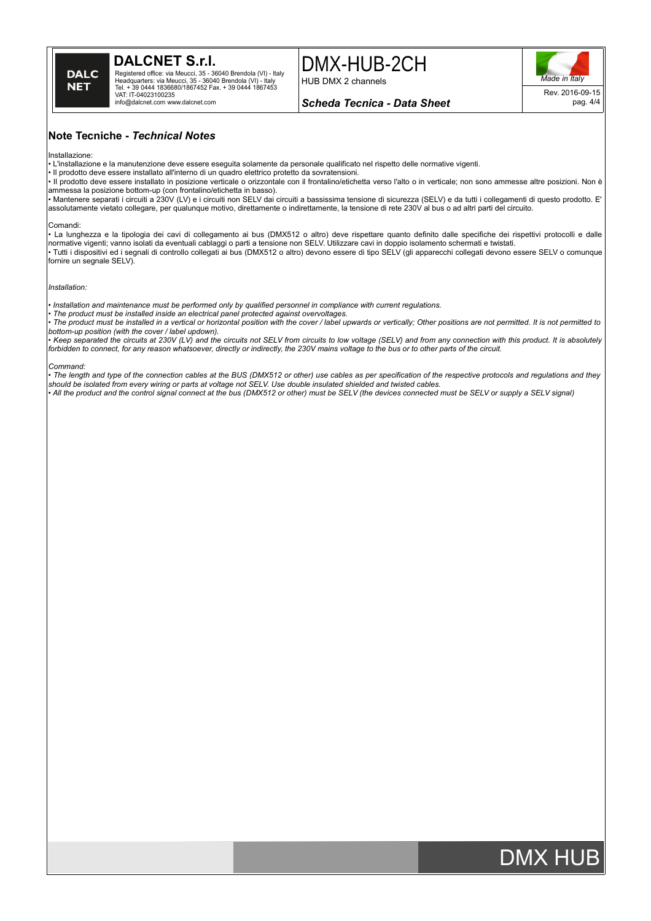## Note Tecniche - *Technical Notes*

Installazione:

- L'installazione e la manutenzione deve essere eseguita solamente da personale qualificato nel rispetto delle normative vigenti.
- Il prodotto deve essere installato all'interno di un quadro elettrico protetto da sovratensioni.
- Il prodotto deve essere installato in posizione verticale o orizzontale con il frontalino/etichetta verso l'alto o in verticale; non sono ammesse altre posizioni. Non è ammessa la posizione bottom-up (con frontalino/etichetta in basso).
- Mantenere separati i circuiti a 230V (LV) e i circuiti non SELV dai circuiti a bassissima tensione di sicurezza (SELV) e da tutti i collegamenti di questo prodotto. E' assolutamente vietato collegare, per qualunque motivo, direttamente o indirettamente, la tensione di rete 230V al bus o ad altri parti del circuito.

Comandi:

- La lunghezza e la tipologia dei cavi di collegamento ai bus (DMX512 o altro) deve rispettare quanto definito dalle specifiche dei rispettivi protocolli e dalle normative vigenti; vanno isolati da eventuali cablaggi o parti a tensione non SELV. Utilizzare cavi in doppio isolamento schermati e twistati.
- Tutti i dispositivi ed i segnali di controllo collegati ai bus (DMX512 o altro) devono essere di tipo SELV (gli apparecchi collegati devono essere SELV o comunque fornire un segnale SELV).

*Installation:*

- *Installation and maintenance must be performed only by qualified personnel in compliance with current regulations.*
- *The product must be installed inside an electrical panel protected against overvoltages.*
- *The product must be installed in a vertical or horizontal position with the cover / label upwards or vertically; Other positions are not permitted. It is not permitted to bottom-up position (with the cover / label updown).*
- *Keep separated the circuits at 230V (LV) and the circuits not SELV from circuits to low voltage (SELV) and from any connection with this product. It is absolutely forbidden to connect, for any reason whatsoever, directly or indirectly, the 230V mains voltage to the bus or to other parts of the circuit.*

*Command:*

- *The length and type of the connection cables at the BUS (DMX512 or other) use cables as per specification of the respective protocols and regulations and they should be isolated from every wiring or parts at voltage not SELV. Use double insulated shielded and twisted cables.*
- *All the product and the control signal connect at the bus (DMX512 or other) must be SELV (the devices connected must be SELV or supply a SELV signal)*